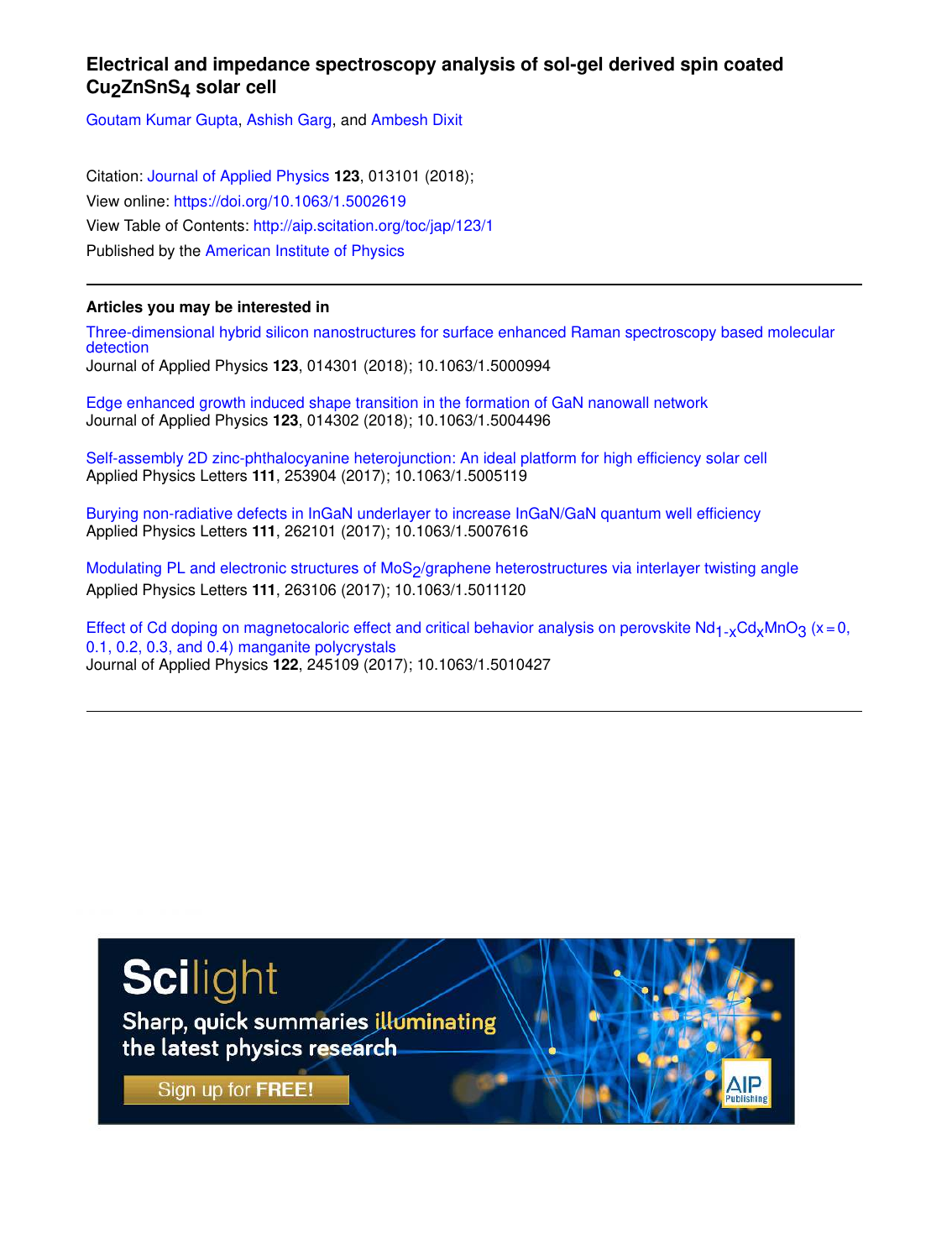# Electrical and impedance spectroscopy analysis of sol-gel derived spin coated $Cu_2ZnSnS_4$ solar cell

Goutam Kumar Gupta, Ashish Garg, and Ambesh Dixit

Citation: Journal of Applied Physics **123**, 013101 (2018);
View online: https://doi.org/10.1063/1.5002619
View Table of Contents: http://aip.scitation.org/toc/jap/123/1
Published by the American Institute of Physics

## Articles you may be interested in

Three-dimensional hybrid silicon nanostructures for surface enhanced Raman spectroscopy based molecular detection
Journal of Applied Physics **123**, 014301 (2018); 10.1063/1.5000994

Edge enhanced growth induced shape transition in the formation of GaN nanowall network
Journal of Applied Physics **123**, 014302 (2018); 10.1063/1.5004496

Self-assembly 2D zinc-phthalocyanine heterojunction: An ideal platform for high efficiency solar cell
Applied Physics Letters **111**, 253904 (2017); 10.1063/1.5005119

Burying non-radiative defects in InGaN underlayer to increase InGaN/GaN quantum well efficiency
Applied Physics Letters **111**, 262101 (2017); 10.1063/1.5007616

Modulating PL and electronic structures of $MoS_2$/graphene heterostructures via interlayer twisting angle
Applied Physics Letters **111**, 263106 (2017); 10.1063/1.5011120

Effect of Cd doping on magnetocaloric effect and critical behavior analysis on perovskite $Nd_{1-x}Cd_xMnO_3$ (x = 0, 0.1, 0.2, 0.3, and 0.4) manganite polycrystals
Journal of Applied Physics **122**, 245109 (2017); 10.1063/1.5010427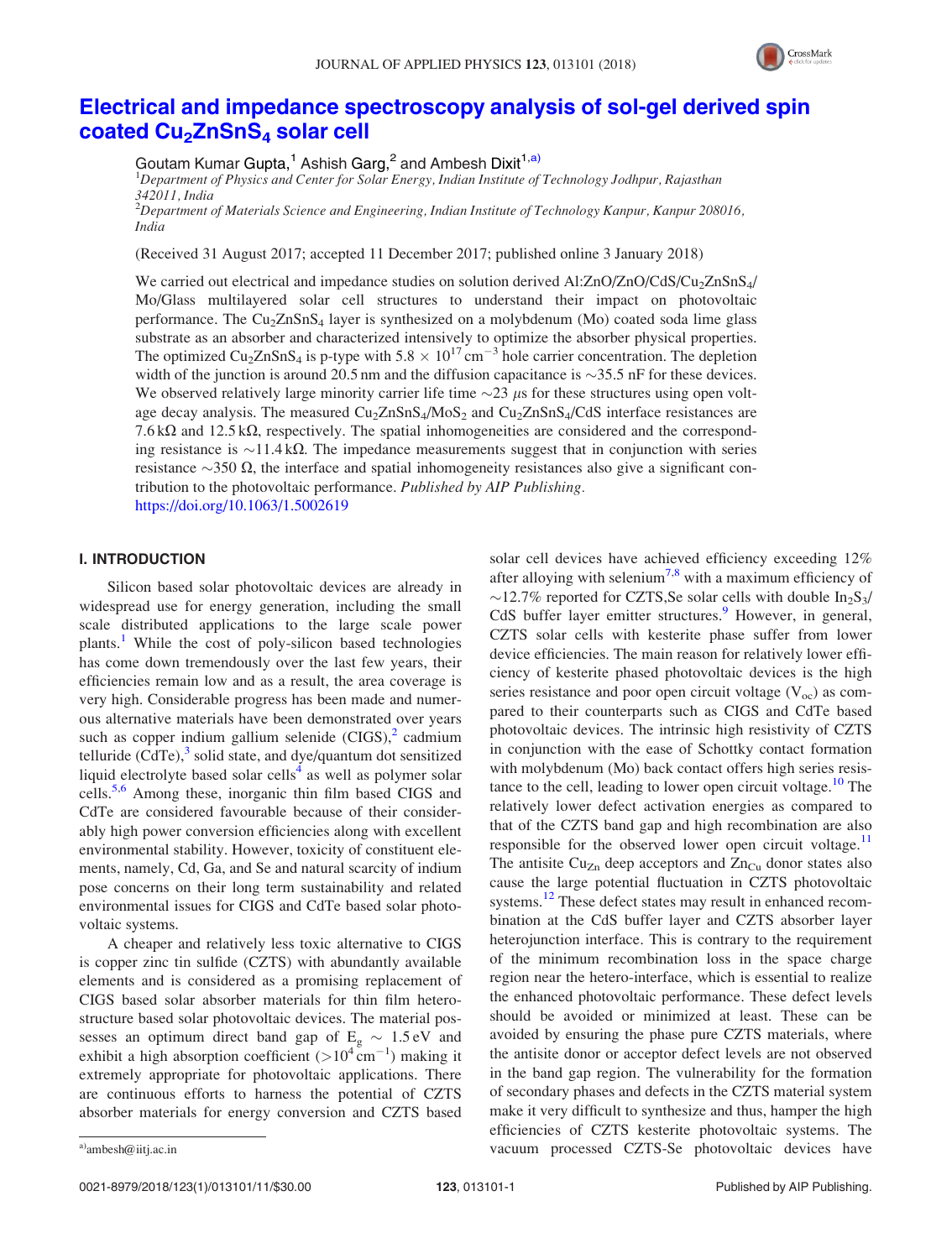# Electrical and impedance spectroscopy analysis of sol-gel derived spin coated $Cu_2ZnSnS_4$ solar cell

Goutam Kumar Gupta,[1] Ashish Garg,[2] and Ambesh Dixit[1,a)]

[1]*Department of Physics and Center for Solar Energy, Indian Institute of Technology Jodhpur, Rajasthan 342011, India*

[2]*Department of Materials Science and Engineering, Indian Institute of Technology Kanpur, Kanpur 208016, India*

(Received 31 August 2017; accepted 11 December 2017; published online 3 January 2018)

We carried out electrical and impedance studies on solution derived Al:ZnO/ZnO/CdS/$Cu_2ZnSnS_4$/Mo/Glass multilayered solar cell structures to understand their impact on photovoltaic performance. The $Cu_2ZnSnS_4$ layer is synthesized on a molybdenum (Mo) coated soda lime glass substrate as an absorber and characterized intensively to optimize the absorber physical properties. The optimized $Cu_2ZnSnS_4$ is p-type with $5.8 \times 10^{17}\,cm^{-3}$ hole carrier concentration. The depletion width of the junction is around 20.5 nm and the diffusion capacitance is ∼35.5 nF for these devices. We observed relatively large minority carrier life time ∼23 μs for these structures using open voltage decay analysis. The measured $Cu_2ZnSnS_4$/$MoS_2$ and $Cu_2ZnSnS_4$/CdS interface resistances are 7.6 kΩ and 12.5 kΩ, respectively. The spatial inhomogeneities are considered and the corresponding resistance is ∼11.4 kΩ. The impedance measurements suggest that in conjunction with series resistance ∼350 Ω, the interface and spatial inhomogeneity resistances also give a significant contribution to the photovoltaic performance. *Published by AIP Publishing.*
https://doi.org/10.1063/1.5002619

## I. INTRODUCTION

Silicon based solar photovoltaic devices are already in widespread use for energy generation, including the small scale distributed applications to the large scale power plants.[1] While the cost of poly-silicon based technologies has come down tremendously over the last few years, their efficiencies remain low and as a result, the area coverage is very high. Considerable progress has been made and numerous alternative materials have been demonstrated over years such as copper indium gallium selenide (CIGS),[2] cadmium telluride (CdTe),[3] solid state, and dye/quantum dot sensitized liquid electrolyte based solar cells[4] as well as polymer solar cells.[5,6] Among these, inorganic thin film based CIGS and CdTe are considered favourable because of their considerably high power conversion efficiencies along with excellent environmental stability. However, toxicity of constituent elements, namely, Cd, Ga, and Se and natural scarcity of indium pose concerns on their long term sustainability and related environmental issues for CIGS and CdTe based solar photovoltaic systems.

A cheaper and relatively less toxic alternative to CIGS is copper zinc tin sulfide (CZTS) with abundantly available elements and is considered as a promising replacement of CIGS based solar absorber materials for thin film heterostructure based solar photovoltaic devices. The material possesses an optimum direct band gap of $E_g \sim 1.5\,eV$ and exhibit a high absorption coefficient ($>10^4\,cm^{-1}$) making it extremely appropriate for photovoltaic applications. There are continuous efforts to harness the potential of CZTS absorber materials for energy conversion and CZTS based solar cell devices have achieved efficiency exceeding 12% after alloying with selenium[7,8] with a maximum efficiency of ∼12.7% reported for CZTS,Se solar cells with double $In_2S_3$/CdS buffer layer emitter structures.[9] However, in general, CZTS solar cells with kesterite phase suffer from lower device efficiencies. The main reason for relatively lower efficiency of kesterite phased photovoltaic devices is the high series resistance and poor open circuit voltage ($V_{oc}$) as compared to their counterparts such as CIGS and CdTe based photovoltaic devices. The intrinsic high resistivity of CZTS in conjunction with the ease of Schottky contact formation with molybdenum (Mo) back contact offers high series resistance to the cell, leading to lower open circuit voltage.[10] The relatively lower defect activation energies as compared to that of the CZTS band gap and high recombination are also responsible for the observed lower open circuit voltage.[11] The antisite $Cu_{Zn}$ deep acceptors and $Zn_{Cu}$ donor states also cause the large potential fluctuation in CZTS photovoltaic systems.[12] These defect states may result in enhanced recombination at the CdS buffer layer and CZTS absorber layer heterojunction interface. This is contrary to the requirement of the minimum recombination loss in the space charge region near the hetero-interface, which is essential to realize the enhanced photovoltaic performance. These defect levels should be avoided or minimized at least. These can be avoided by ensuring the phase pure CZTS materials, where the antisite donor or acceptor defect levels are not observed in the band gap region. The vulnerability for the formation of secondary phases and defects in the CZTS material system make it very difficult to synthesize and thus, hamper the high efficiencies of CZTS kesterite photovoltaic systems. The vacuum processed CZTS-Se photovoltaic devices have

a)ambesh@iitj.ac.in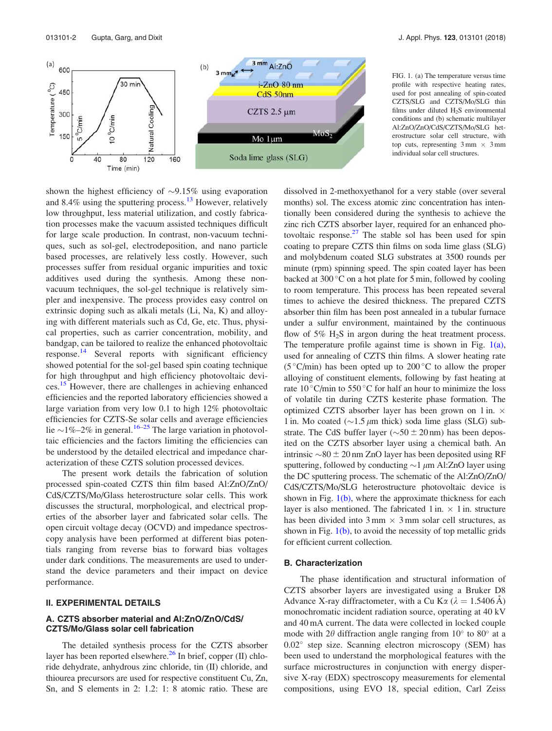FIG. 1. (a) The temperature versus time profile with respective heating rates, used for post annealing of spin-coated CZTS/SLG and CZTS/Mo/SLG thin films under diluted $H_2S$ environmental conditions and (b) schematic multilayer Al:ZnO/ZnO/CdS/CZTS/Mo/SLG heterostructure solar cell structure, with top cuts, representing 3 mm × 3 mm individual solar cell structures.

shown the highest efficiency of ~9.15% using evaporation and 8.4% using the sputtering process.[13] However, relatively low throughput, less material utilization, and costly fabrication processes make the vacuum assisted techniques difficult for large scale production. In contrast, non-vacuum techniques, such as sol-gel, electrodeposition, and nano particle based processes, are relatively less costly. However, such processes suffer from residual organic impurities and toxic additives used during the synthesis. Among these non-vacuum techniques, the sol-gel technique is relatively simpler and inexpensive. The process provides easy control on extrinsic doping such as alkali metals (Li, Na, K) and alloying with different materials such as Cd, Ge, etc. Thus, physical properties, such as carrier concentration, mobility, and bandgap, can be tailored to realize the enhanced photovoltaic response.[14] Several reports with significant efficiency showed potential for the sol-gel based spin coating technique for high throughput and high efficiency photovoltaic devices.[15] However, there are challenges in achieving enhanced efficiencies and the reported laboratory efficiencies showed a large variation from very low 0.1 to high 12% photovoltaic efficiencies for CZTS-Se solar cells and average efficiencies lie ~1%–2% in general.[16–25] The large variation in photovoltaic efficiencies and the factors limiting the efficiencies can be understood by the detailed electrical and impedance characterization of these CZTS solution processed devices.

The present work details the fabrication of solution processed spin-coated CZTS thin film based Al:ZnO/ZnO/CdS/CZTS/Mo/Glass heterostructure solar cells. This work discusses the structural, morphological, and electrical properties of the absorber layer and fabricated solar cells. The open circuit voltage decay (OCVD) and impedance spectroscopy analysis have been performed at different bias potentials ranging from reverse bias to forward bias voltages under dark conditions. The measurements are used to understand the device parameters and their impact on device performance.

## II. EXPERIMENTAL DETAILS

### A. CZTS absorber material and Al:ZnO/ZnO/CdS/CZTS/Mo/Glass solar cell fabrication

The detailed synthesis process for the CZTS absorber layer has been reported elsewhere.[26] In brief, copper (II) chloride dehydrate, anhydrous zinc chloride, tin (II) chloride, and thiourea precursors are used for respective constituent Cu, Zn, Sn, and S elements in 2: 1.2: 1: 8 atomic ratio. These are dissolved in 2-methoxyethanol for a very stable (over several months) sol. The excess atomic zinc concentration has intentionally been considered during the synthesis to achieve the zinc rich CZTS absorber layer, required for an enhanced photovoltaic response.[27] The stable sol has been used for spin coating to prepare CZTS thin films on soda lime glass (SLG) and molybdenum coated SLG substrates at 3500 rounds per minute (rpm) spinning speed. The spin coated layer has been backed at 300 °C on a hot plate for 5 min, followed by cooling to room temperature. This process has been repeated several times to achieve the desired thickness. The prepared CZTS absorber thin film has been post annealed in a tubular furnace under a sulfur environment, maintained by the continuous flow of 5% $H_2S$ in argon during the heat treatment process. The temperature profile against time is shown in Fig. 1(a), used for annealing of CZTS thin films. A slower heating rate (5 °C/min) has been opted up to 200 °C to allow the proper alloying of constituent elements, following by fast heating at rate 10 °C/min to 550 °C for half an hour to minimize the loss of volatile tin during CZTS kesterite phase formation. The optimized CZTS absorber layer has been grown on 1 in. × 1 in. Mo coated (~1.5 μm thick) soda lime glass (SLG) substrate. The CdS buffer layer (~50 ± 20 nm) has been deposited on the CZTS absorber layer using a chemical bath. An intrinsic ~80 ± 20 nm ZnO layer has been deposited using RF sputtering, followed by conducting ~1 μm Al:ZnO layer using the DC sputtering process. The schematic of the Al:ZnO/ZnO/CdS/CZTS/Mo/SLG heterostructure photovoltaic device is shown in Fig. 1(b), where the approximate thickness for each layer is also mentioned. The fabricated 1 in. × 1 in. structure has been divided into 3 mm × 3 mm solar cell structures, as shown in Fig. 1(b), to avoid the necessity of top metallic grids for efficient current collection.

### B. Characterization

The phase identification and structural information of CZTS absorber layers are investigated using a Bruker D8 Advance X-ray diffractometer, with a Cu Kα (λ = 1.5406 Å) monochromatic incident radiation source, operating at 40 kV and 40 mA current. The data were collected in locked couple mode with 2θ diffraction angle ranging from 10° to 80° at a 0.02° step size. Scanning electron microscopy (SEM) has been used to understand the morphological features with the surface microstructures in conjunction with energy dispersive X-ray (EDX) spectroscopy measurements for elemental compositions, using EVO 18, special edition, Carl Zeiss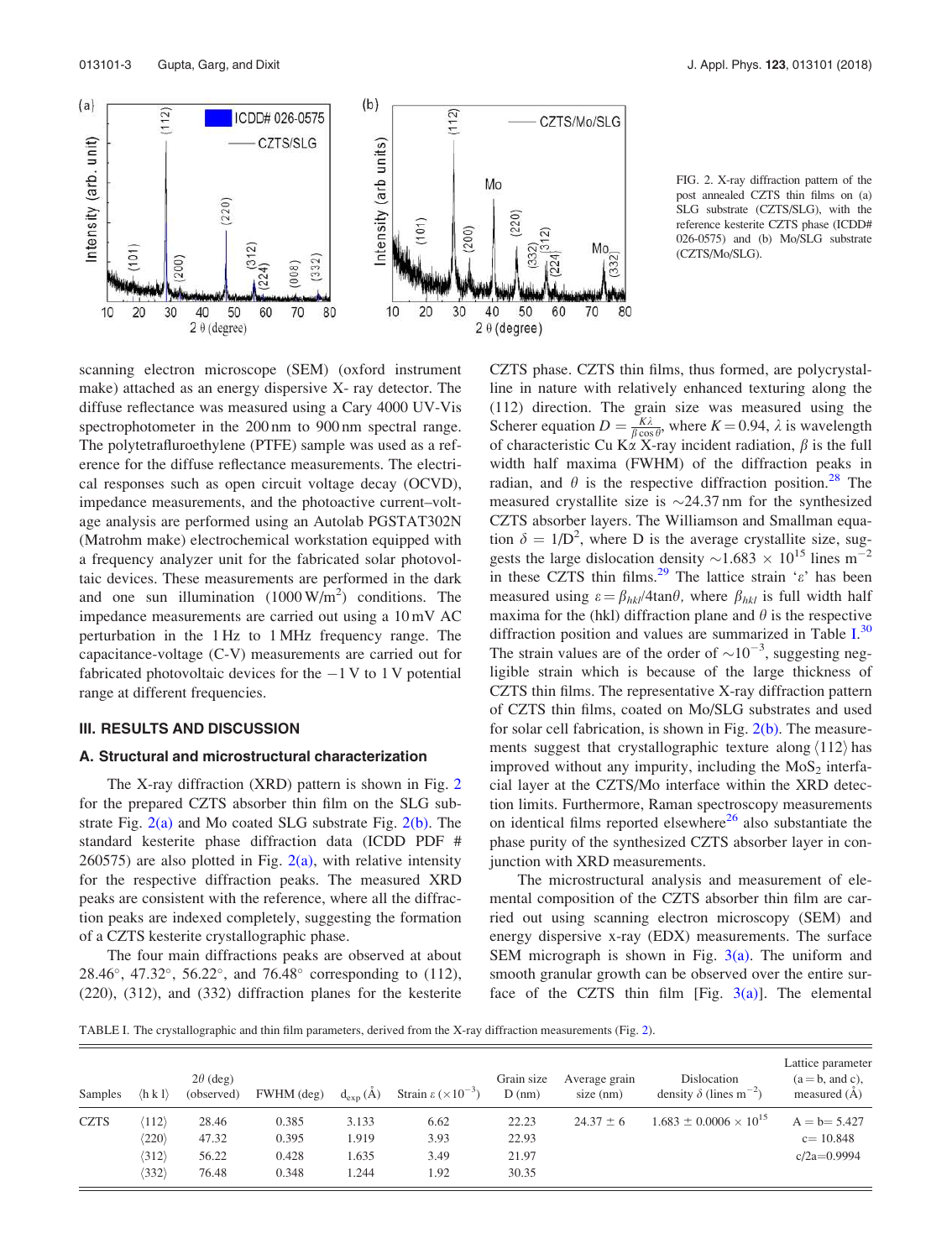FIG. 2. X-ray diffraction pattern of the post annealed CZTS thin films on (a) SLG substrate (CZTS/SLG), with the reference kesterite CZTS phase (ICDD# 026-0575) and (b) Mo/SLG substrate (CZTS/Mo/SLG).

scanning electron microscope (SEM) (oxford instrument make) attached as an energy dispersive X- ray detector. The diffuse reflectance was measured using a Cary 4000 UV-Vis spectrophotometer in the 200 nm to 900 nm spectral range. The polytetrafluroethylene (PTFE) sample was used as a reference for the diffuse reflectance measurements. The electrical responses such as open circuit voltage decay (OCVD), impedance measurements, and the photoactive current–voltage analysis are performed using an Autolab PGSTAT302N (Matrohm make) electrochemical workstation equipped with a frequency analyzer unit for the fabricated solar photovoltaic devices. These measurements are performed in the dark and one sun illumination (1000 W/m$^2$) conditions. The impedance measurements are carried out using a 10 mV AC perturbation in the 1 Hz to 1 MHz frequency range. The capacitance-voltage (C-V) measurements are carried out for fabricated photovoltaic devices for the −1 V to 1 V potential range at different frequencies.

## III. RESULTS AND DISCUSSION

### A. Structural and microstructural characterization

The X-ray diffraction (XRD) pattern is shown in Fig. 2 for the prepared CZTS absorber thin film on the SLG substrate Fig. 2(a) and Mo coated SLG substrate Fig. 2(b). The standard kesterite phase diffraction data (ICDD PDF # 260575) are also plotted in Fig. 2(a), with relative intensity for the respective diffraction peaks. The measured XRD peaks are consistent with the reference, where all the diffraction peaks are indexed completely, suggesting the formation of a CZTS kesterite crystallographic phase.

The four main diffractions peaks are observed at about 28.46°, 47.32°, 56.22°, and 76.48° corresponding to (112), (220), (312), and (332) diffraction planes for the kesterite CZTS phase. CZTS thin films, thus formed, are polycrystalline in nature with relatively enhanced texturing along the (112) direction. The grain size was measured using the Scherer equation $D = \frac{K\lambda}{\beta \cos\theta}$, where $K = 0.94$, $\lambda$ is wavelength of characteristic Cu K$\alpha$ X-ray incident radiation, $\beta$ is the full width half maxima (FWHM) of the diffraction peaks in radian, and $\theta$ is the respective diffraction position.[28] The measured crystallite size is ∼24.37 nm for the synthesized CZTS absorber layers. The Williamson and Smallman equation $\delta = 1/D^2$, where D is the average crystallite size, suggests the large dislocation density $\sim 1.683 \times 10^{15}$ lines m$^{-2}$ in these CZTS thin films.[29] The lattice strain '$\varepsilon$' has been measured using $\varepsilon = \beta_{hkl}/4\tan\theta$, where $\beta_{hkl}$ is full width half maxima for the (hkl) diffraction plane and $\theta$ is the respective diffraction position and values are summarized in Table I.[30] The strain values are of the order of $\sim 10^{-3}$, suggesting negligible strain which is because of the large thickness of CZTS thin films. The representative X-ray diffraction pattern of CZTS thin films, coated on Mo/SLG substrates and used for solar cell fabrication, is shown in Fig. 2(b). The measurements suggest that crystallographic texture along ⟨112⟩ has improved without any impurity, including the $MoS_2$ interfacial layer at the CZTS/Mo interface within the XRD detection limits. Furthermore, Raman spectroscopy measurements on identical films reported elsewhere[26] also substantiate the phase purity of the synthesized CZTS absorber layer in conjunction with XRD measurements.

The microstructural analysis and measurement of elemental composition of the CZTS absorber thin film are carried out using scanning electron microscopy (SEM) and energy dispersive x-ray (EDX) measurements. The surface SEM micrograph is shown in Fig. 3(a). The uniform and smooth granular growth can be observed over the entire surface of the CZTS thin film [Fig. 3(a)]. The elemental

TABLE I. The crystallographic and thin film parameters, derived from the X-ray diffraction measurements (Fig. 2).

| Samples | ⟨h k l⟩ | 2$\theta$ (deg) (observed) | FWHM (deg) | $d_{exp}$ (Å) | Strain $\varepsilon$ ($\times 10^{-3}$) | Grain size D (nm) | Average grain size (nm) | Dislocation density $\delta$ (lines m$^{-2}$) | Lattice parameter (a = b, and c), measured (Å) |
|---|---|---|---|---|---|---|---|---|---|
| CZTS | ⟨112⟩ | 28.46 | 0.385 | 3.133 | 6.62 | 22.23 | 24.37 ± 6 | $1.683 \pm 0.0006 \times 10^{15}$ | A = b= 5.427 |
| | ⟨220⟩ | 47.32 | 0.395 | 1.919 | 3.93 | 22.93 | | | c= 10.848 |
| | ⟨312⟩ | 56.22 | 0.428 | 1.635 | 3.49 | 21.97 | | | c/2a=0.9994 |
| | ⟨332⟩ | 76.48 | 0.348 | 1.244 | 1.92 | 30.35 | | | |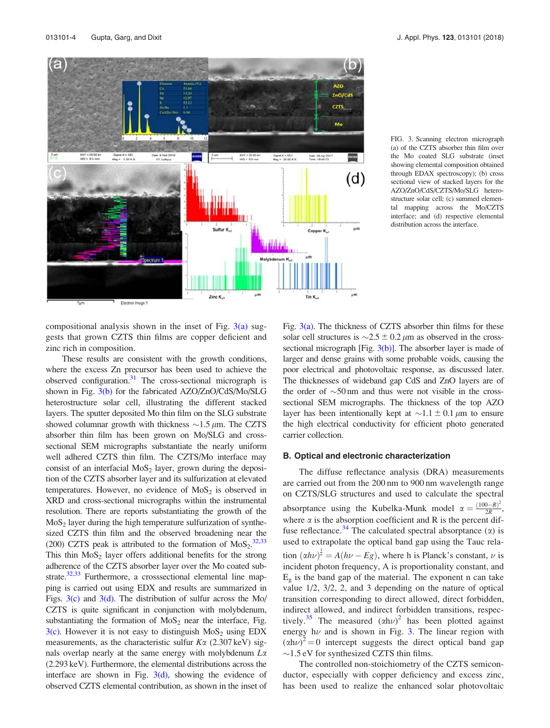FIG. 3. Scanning electron micrograph (a) of the CZTS absorber thin film over the Mo coated SLG substrate (inset showing elemental composition obtained through EDAX spectroscopy); (b) cross sectional view of stacked layers for the AZO/ZnO/CdS/CZTS/Mo/SLG heterostructure solar cell; (c) summed elemental mapping across the Mo/CZTS interface; and (d) respective elemental distribution across the interface.

compositional analysis shown in the inset of Fig. 3(a) suggests that grown CZTS thin films are copper deficient and zinc rich in composition.

These results are consistent with the growth conditions, where the excess Zn precursor has been used to achieve the observed configuration.[31] The cross-sectional micrograph is shown in Fig. 3(b) for the fabricated AZO/ZnO/CdS/Mo/SLG heterostructure solar cell, illustrating the different stacked layers. The sputter deposited Mo thin film on the SLG substrate showed columnar growth with thickness $\sim$1.5 $\mu$m. The CZTS absorber thin film has been grown on Mo/SLG and cross-sectional SEM micrographs substantiate the nearly uniform well adhered CZTS thin film. The CZTS/Mo interface may consist of an interfacial $MoS_2$ layer, grown during the deposition of the CZTS absorber layer and its sulfurization at elevated temperatures. However, no evidence of $MoS_2$ is observed in XRD and cross-sectional micrographs within the instrumental resolution. There are reports substantiating the growth of the $MoS_2$ layer during the high temperature sulfurization of synthesized CZTS thin film and the observed broadening near the (200) CZTS peak is attributed to the formation of $MoS_2$.[32,33] This thin $MoS_2$ layer offers additional benefits for the strong adherence of the CZTS absorber layer over the Mo coated substrate.[32,33] Furthermore, a crosssectional elemental line mapping is carried out using EDX and results are summarized in Figs. 3(c) and 3(d). The distribution of sulfur across the Mo/CZTS is quite significant in conjunction with molybdenum, substantiating the formation of $MoS_2$ near the interface, Fig. 3(c). However it is not easy to distinguish $MoS_2$ using EDX measurements, as the characteristic sulfur $K\alpha$ (2.307 keV) signals overlap nearly at the same energy with molybdenum $L\alpha$ (2.293 keV). Furthermore, the elemental distributions across the interface are shown in Fig. 3(d), showing the evidence of observed CZTS elemental contribution, as shown in the inset of Fig. 3(a). The thickness of CZTS absorber thin films for these solar cell structures is $\sim$2.5 $\pm$ 0.2 $\mu$m as observed in the cross-sectional micrograph [Fig. 3(b)]. The absorber layer is made of larger and dense grains with some probable voids, causing the poor electrical and photovoltaic response, as discussed later. The thicknesses of wideband gap CdS and ZnO layers are of the order of $\sim$50 nm and thus were not visible in the cross-sectional SEM micrographs. The thickness of the top AZO layer has been intentionally kept at $\sim$1.1 $\pm$ 0.1 $\mu$m to ensure the high electrical conductivity for efficient photo generated carrier collection.

## B. Optical and electronic characterization

The diffuse reflectance analysis (DRA) measurements are carried out from the 200 nm to 900 nm wavelength range on CZTS/SLG structures and used to calculate the spectral absorptance using the Kubelka-Munk model $\alpha = \frac{(100-R)^2}{2R}$, where $\alpha$ is the absorption coefficient and R is the percent diffuse reflectance.[34] The calculated spectral absorptance ($\alpha$) is used to extrapolate the optical band gap using the Tauc relation $(\alpha h\nu)^{\frac{1}{n}} = A(h\nu - Eg)$, where h is Planck's constant, $\nu$ is incident photon frequency, A is proportionality constant, and $E_g$ is the band gap of the material. The exponent n can take value 1/2, 3/2, 2, and 3 depending on the nature of optical transition corresponding to direct allowed, direct forbidden, indirect allowed, and indirect forbidden transitions, respectively.[35] The measured $(\alpha h\nu)^2$ has been plotted against energy $h\nu$ and is shown in Fig. 3. The linear region with $(\alpha h\nu)^2 = 0$ intercept suggests the direct optical band gap $\sim$1.5 eV for synthesized CZTS thin films.

The controlled non-stoichiometry of the CZTS semiconductor, especially with copper deficiency and excess zinc, has been used to realize the enhanced solar photovoltaic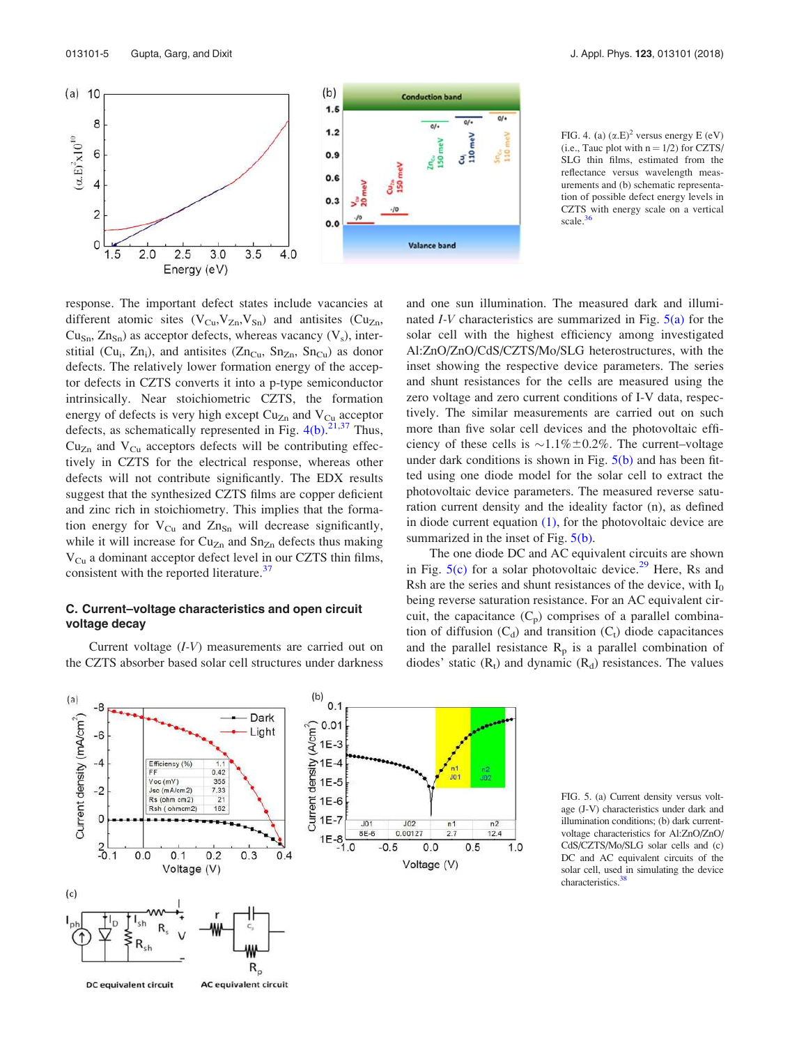FIG. 4. (a) $(\alpha.E)^2$ versus energy E (eV) (i.e., Tauc plot with n = 1/2) for CZTS/SLG thin films, estimated from the reflectance versus wavelength measurements and (b) schematic representation of possible defect energy levels in CZTS with energy scale on a vertical scale.[36]

response. The important defect states include vacancies at different atomic sites ($V_{Cu}$, $V_{Zn}$, $V_{Sn}$) and antisites ($Cu_{Zn}$, $Cu_{Sn}$, $Zn_{Sn}$) as acceptor defects, whereas vacancy ($V_s$), interstitial ($Cu_i$, $Zn_i$), and antisites ($Zn_{Cu}$, $Sn_{Zn}$, $Sn_{Cu}$) as donor defects. The relatively lower formation energy of the acceptor defects in CZTS converts it into a p-type semiconductor intrinsically. Near stoichiometric CZTS, the formation energy of defects is very high except $Cu_{Zn}$ and $V_{Cu}$ acceptor defects, as schematically represented in Fig. 4(b).[21,37] Thus, $Cu_{Zn}$ and $V_{Cu}$ acceptors defects will be contributing effectively in CZTS for the electrical response, whereas other defects will not contribute significantly. The EDX results suggest that the synthesized CZTS films are copper deficient and zinc rich in stoichiometry. This implies that the formation energy for $V_{Cu}$ and $Zn_{Sn}$ will decrease significantly, while it will increase for $Cu_{Zn}$ and $Sn_{Zn}$ defects thus making $V_{Cu}$ a dominant acceptor defect level in our CZTS thin films, consistent with the reported literature.[37]

### C. Current–voltage characteristics and open circuit voltage decay

Current voltage (*I-V*) measurements are carried out on the CZTS absorber based solar cell structures under darkness and one sun illumination. The measured dark and illuminated *I-V* characteristics are summarized in Fig. 5(a) for the solar cell with the highest efficiency among investigated Al:ZnO/ZnO/CdS/CZTS/Mo/SLG heterostructures, with the inset showing the respective device parameters. The series and shunt resistances for the cells are measured using the zero voltage and zero current conditions of I-V data, respectively. The similar measurements are carried out on such more than five solar cell devices and the photovoltaic efficiency of these cells is ~1.1%±0.2%. The current–voltage under dark conditions is shown in Fig. 5(b) and has been fitted using one diode model for the solar cell to extract the photovoltaic device parameters. The measured reverse saturation current density and the ideality factor (n), as defined in diode current equation (1), for the photovoltaic device are summarized in the inset of Fig. 5(b).

The one diode DC and AC equivalent circuits are shown in Fig. 5(c) for a solar photovoltaic device.[29] Here, Rs and Rsh are the series and shunt resistances of the device, with $I_0$ being reverse saturation resistance. For an AC equivalent circuit, the capacitance ($C_p$) comprises of a parallel combination of diffusion ($C_d$) and transition ($C_t$) diode capacitances and the parallel resistance $R_p$ is a parallel combination of diodes' static ($R_t$) and dynamic ($R_d$) resistances. The values

FIG. 5. (a) Current density versus voltage (J-V) characteristics under dark and illumination conditions; (b) dark current-voltage characteristics for Al:ZnO/ZnO/CdS/CZTS/Mo/SLG solar cells and (c) DC and AC equivalent circuits of the solar cell, used in simulating the device characteristics.[38]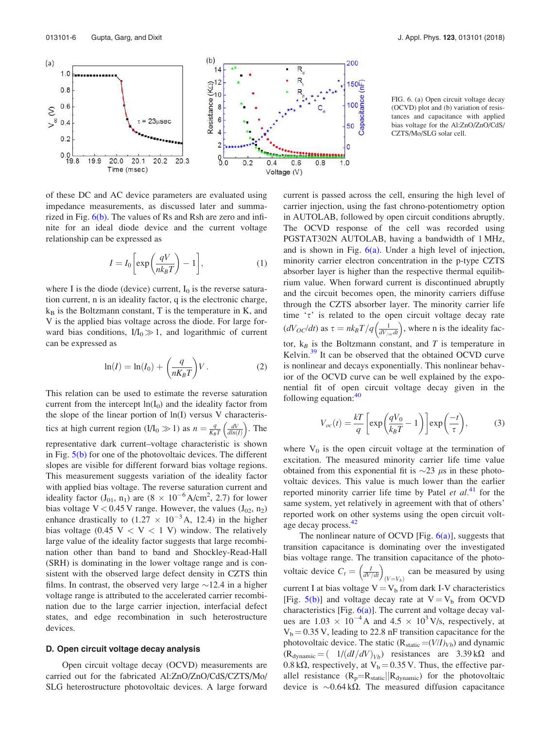FIG. 6. (a) Open circuit voltage decay (OCVD) plot and (b) variation of resistances and capacitance with applied bias voltage for the Al:ZnO/ZnO/CdS/CZTS/Mo/SLG solar cell.

of these DC and AC device parameters are evaluated using impedance measurements, as discussed later and summarized in Fig. 6(b). The values of Rs and Rsh are zero and infinite for an ideal diode device and the current voltage relationship can be expressed as

$$I = I_0\left[\exp\left(\frac{qV}{nk_BT}\right) - 1\right], \tag{1}$$

where I is the diode (device) current, $I_0$ is the reverse saturation current, n is an ideality factor, q is the electronic charge, $k_B$ is the Boltzmann constant, T is the temperature in K, and V is the applied bias voltage across the diode. For large forward bias conditions, $I/I_0 \gg 1$, and logarithmic of current can be expressed as

$$\ln(I) = \ln(I_0) + \left(\frac{q}{nK_BT}\right)V. \tag{2}$$

This relation can be used to estimate the reverse saturation current from the intercept $\ln(I_0)$ and the ideality factor from the slope of the linear portion of ln(I) versus V characteristics at high current region ($I/I_0 \gg 1$) as $n = \frac{q}{K_BT}\left(\frac{dV}{d\ln(I)}\right)$. The representative dark current–voltage characteristic is shown in Fig. 5(b) for one of the photovoltaic devices. The different slopes are visible for different forward bias voltage regions. This measurement suggests variation of the ideality factor with applied bias voltage. The reverse saturation current and ideality factor ($J_{01}$, $n_1$) are ($8 \times 10^{-6}$ A/cm$^2$, 2.7) for lower bias voltage V < 0.45 V range. However, the values ($J_{02}$, $n_2$) enhance drastically to ($1.27 \times 10^{-3}$ A, 12.4) in the higher bias voltage (0.45 V < V < 1 V) window. The relatively large value of the ideality factor suggests that large recombination other than band to band and Shockley-Read-Hall (SRH) is dominating in the lower voltage range and is consistent with the observed large defect density in CZTS thin films. In contrast, the observed very large ~12.4 in a higher voltage range is attributed to the accelerated carrier recombination due to the large carrier injection, interfacial defect states, and edge recombination in such heterostructure devices.

### D. Open circuit voltage decay analysis

Open circuit voltage decay (OCVD) measurements are carried out for the fabricated Al:ZnO/ZnO/CdS/CZTS/Mo/SLG heterostructure photovoltaic devices. A large forward current is passed across the cell, ensuring the high level of carrier injection, using the fast chrono-potentiometry option in AUTOLAB, followed by open circuit conditions abruptly. The OCVD response of the cell was recorded using PGSTAT302N AUTOLAB, having a bandwidth of 1 MHz, and is shown in Fig. 6(a). Under a high level of injection, minority carrier electron concentration in the p-type CZTS absorber layer is higher than the respective thermal equilibrium value. When forward current is discontinued abruptly and the circuit becomes open, the minority carriers diffuse through the CZTS absorber layer. The minority carrier life time 'τ' is related to the open circuit voltage decay rate ($dV_{OC}/dt$) as $\tau = nk_BT/q\left(\frac{1}{dV/_{oc}dt}\right)$, where n is the ideality factor, $k_B$ is the Boltzmann constant, and $T$ is temperature in Kelvin.[39] It can be observed that the obtained OCVD curve is nonlinear and decays exponentially. This nonlinear behavior of the OCVD curve can be well explained by the exponential fit of open circuit voltage decay given in the following equation:[40]

$$V_{oc}(t) = \frac{kT}{q}\left[\exp\left(\frac{qV_0}{k_BT} - 1\right)\right]\exp\left(\frac{-t}{\tau}\right), \tag{3}$$

where $V_0$ is the open circuit voltage at the termination of excitation. The measured minority carrier life time value obtained from this exponential fit is ~23 μs in these photovoltaic devices. This value is much lower than the earlier reported minority carrier life time by Patel *et al.*[41] for the same system, yet relatively in agreement with that of others' reported work on other systems using the open circuit voltage decay process.[42]

The nonlinear nature of OCVD [Fig. 6(a)], suggests that transition capacitance is dominating over the investigated bias voltage range. The transition capacitance of the photovoltaic device $C_t = \left(\frac{I}{dV/dt}\right)_{(V=V_b)}$ can be measured by using current I at bias voltage $V = V_b$ from dark I-V characteristics [Fig. 5(b)] and voltage decay rate at $V = V_b$ from OCVD characteristics [Fig. 6(a)]. The current and voltage decay values are $1.03 \times 10^{-4}$ A and $4.5 \times 10^3$ V/s, respectively, at $V_b = 0.35$ V, leading to 22.8 nF transition capacitance for the photovoltaic device. The static ($R_{static} = (V/I)_{Vb}$) and dynamic ($R_{dynamic} = (1/(dI/dV)_{Vb})$ resistances are 3.39 kΩ and 0.8 kΩ, respectively, at $V_b = 0.35$ V. Thus, the effective parallel resistance ($R_p = R_{static}||R_{dynamic}$) for the photovoltaic device is ~0.64 kΩ. The measured diffusion capacitance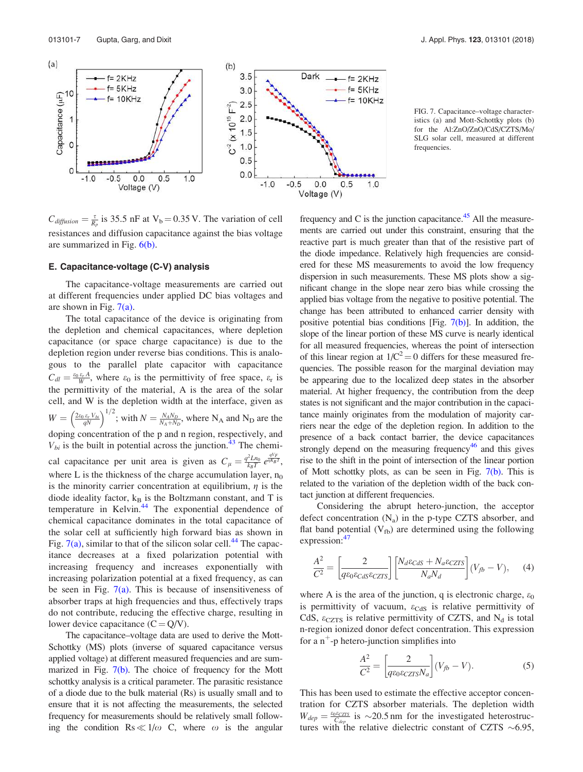FIG. 7. Capacitance–voltage characteristics (a) and Mott-Schottky plots (b) for the Al:ZnO/ZnO/CdS/CZTS/Mo/SLG solar cell, measured at different frequencies.

$C_{diffusion} = \frac{\tau}{R_p}$ is 35.5 nF at $V_b = 0.35$ V. The variation of cell resistances and diffusion capacitance against the bias voltage are summarized in Fig. 6(b).

### E. Capacitance-voltage (C-V) analysis

The capacitance-voltage measurements are carried out at different frequencies under applied DC bias voltages and are shown in Fig. 7(a).

The total capacitance of the device is originating from the depletion and chemical capacitances, where depletion capacitance (or space charge capacitance) is due to the depletion region under reverse bias conditions. This is analogous to the parallel plate capacitor with capacitance $C_{dl} = \frac{\varepsilon_0\,\varepsilon_r\,A}{W}$, where $\varepsilon_0$ is the permittivity of free space, $\varepsilon_r$ is the permittivity of the material, A is the area of the solar cell, and W is the depletion width at the interface, given as $W = \left(\frac{2\varepsilon_0\,\varepsilon_r\,V_{bi}}{qN}\right)^{1/2}$; with $N = \frac{N_A N_D}{N_A + N_D}$, where $N_A$ and $N_D$ are the doping concentration of the p and n region, respectively, and $V_{bi}$ is the built in potential across the junction.[43] The chemical capacitance per unit area is given as $C_\mu = \frac{q^2 L n_0}{k_B T}\, e^{\frac{qV_F}{\eta k_B T}}$, where L is the thickness of the charge accumulation layer, $n_0$ is the minority carrier concentration at equilibrium, $\eta$ is the diode ideality factor, $k_B$ is the Boltzmann constant, and T is temperature in Kelvin.[44] The exponential dependence of chemical capacitance dominates in the total capacitance of the solar cell at sufficiently high forward bias as shown in Fig. 7(a), similar to that of the silicon solar cell.[44] The capacitance decreases at a fixed polarization potential with increasing frequency and increases exponentially with increasing polarization potential at a fixed frequency, as can be seen in Fig. 7(a). This is because of insensitiveness of absorber traps at high frequencies and thus, effectively traps do not contribute, reducing the effective charge, resulting in lower device capacitance (C = Q/V).

The capacitance–voltage data are used to derive the Mott-Schottky (MS) plots (inverse of squared capacitance versus applied voltage) at different measured frequencies and are summarized in Fig. 7(b). The choice of frequency for the Mott schottky analysis is a critical parameter. The parasitic resistance of a diode due to the bulk material (Rs) is usually small and to ensure that it is not affecting the measurements, the selected frequency for measurements should be relatively small following the condition $Rs \ll 1/\omega$ C, where $\omega$ is the angular frequency and C is the junction capacitance.[45] All the measurements are carried out under this constraint, ensuring that the reactive part is much greater than that of the resistive part of the diode impedance. Relatively high frequencies are considered for these MS measurements to avoid the low frequency dispersion in such measurements. These MS plots show a significant change in the slope near zero bias while crossing the applied bias voltage from the negative to positive potential. The change has been attributed to enhanced carrier density with positive potential bias conditions [Fig. 7(b)]. In addition, the slope of the linear portion of these MS curve is nearly identical for all measured frequencies, whereas the point of intersection of this linear region at $1/C^2 = 0$ differs for these measured frequencies. The possible reason for the marginal deviation may be appearing due to the localized deep states in the absorber material. At higher frequency, the contribution from the deep states is not significant and the major contribution in the capacitance mainly originates from the modulation of majority carriers near the edge of the depletion region. In addition to the presence of a back contact barrier, the device capacitances strongly depend on the measuring frequency[46] and this gives rise to the shift in the point of intersection of the linear portion of Mott schottky plots, as can be seen in Fig. 7(b). This is related to the variation of the depletion width of the back contact junction at different frequencies.

Considering the abrupt hetero-junction, the acceptor defect concentration ($N_a$) in the p-type CZTS absorber, and flat band potential ($V_{fb}$) are determined using the following expression:[47]

$$\frac{A^2}{C^2} = \left[\frac{2}{q\varepsilon_0\varepsilon_{CdS}\varepsilon_{CZTS}}\right]\left[\frac{N_d\varepsilon_{CdS} + N_a\varepsilon_{CZTS}}{N_a N_d}\right](V_{fb} - V), \qquad (4)$$

where A is the area of the junction, q is electronic charge, $\varepsilon_0$ is permittivity of vacuum, $\varepsilon_{CdS}$ is relative permittivity of CdS, $\varepsilon_{CZTS}$ is relative permittivity of CZTS, and $N_d$ is total n-region ionized donor defect concentration. This expression for a $n^+$-p hetero-junction simplifies into

$$\frac{A^2}{C^2} = \left[\frac{2}{q\varepsilon_0\varepsilon_{CZTS}N_a}\right](V_{fb} - V). \qquad (5)$$

This has been used to estimate the effective acceptor concentration for CZTS absorber materials. The depletion width $W_{dep} = \frac{\varepsilon_0\varepsilon_{CZTS}}{C_{dep}}$ is ~20.5 nm for the investigated heterostructures with the relative dielectric constant of CZTS ~6.95,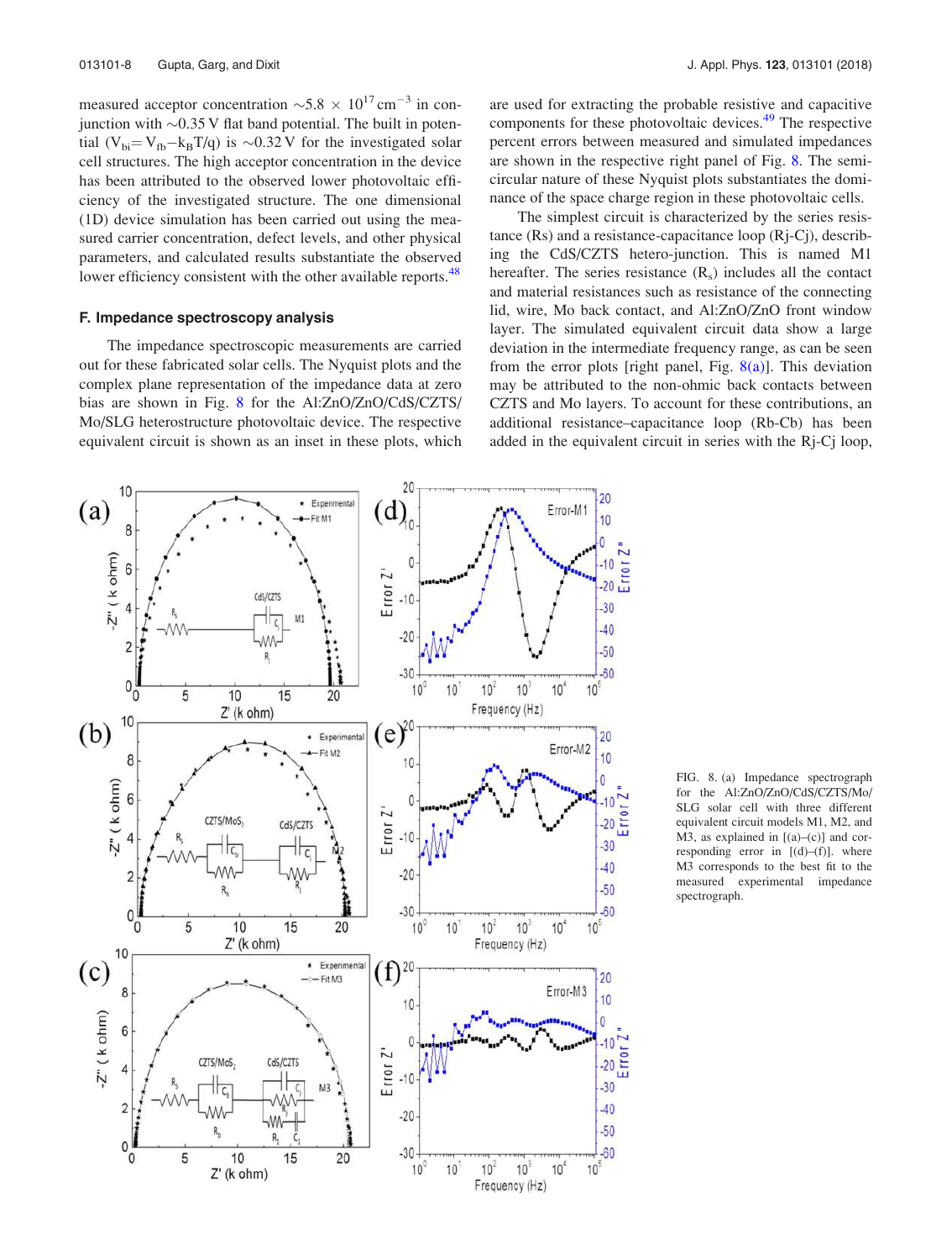measured acceptor concentration $\sim 5.8 \times 10^{17}\,\text{cm}^{-3}$ in conjunction with $\sim 0.35$ V flat band potential. The built in potential ($V_{bi} = V_{fb} - k_B T/q$) is $\sim 0.32$ V for the investigated solar cell structures. The high acceptor concentration in the device has been attributed to the observed lower photovoltaic efficiency of the investigated structure. The one dimensional (1D) device simulation has been carried out using the measured carrier concentration, defect levels, and other physical parameters, and calculated results substantiate the observed lower efficiency consistent with the other available reports.[48]

### F. Impedance spectroscopy analysis

The impedance spectroscopic measurements are carried out for these fabricated solar cells. The Nyquist plots and the complex plane representation of the impedance data at zero bias are shown in Fig. 8 for the Al:ZnO/ZnO/CdS/CZTS/Mo/SLG heterostructure photovoltaic device. The respective equivalent circuit is shown as an inset in these plots, which are used for extracting the probable resistive and capacitive components for these photovoltaic devices.[49] The respective percent errors between measured and simulated impedances are shown in the respective right panel of Fig. 8. The semi-circular nature of these Nyquist plots substantiates the dominance of the space charge region in these photovoltaic cells.

The simplest circuit is characterized by the series resistance (Rs) and a resistance-capacitance loop (Rj-Cj), describing the CdS/CZTS hetero-junction. This is named M1 hereafter. The series resistance ($R_s$) includes all the contact and material resistances such as resistance of the connecting lid, wire, Mo back contact, and Al:ZnO/ZnO front window layer. The simulated equivalent circuit data show a large deviation in the intermediate frequency range, as can be seen from the error plots [right panel, Fig. 8(a)]. This deviation may be attributed to the non-ohmic back contacts between CZTS and Mo layers. To account for these contributions, an additional resistance–capacitance loop (Rb-Cb) has been added in the equivalent circuit in series with the Rj-Cj loop,

FIG. 8. (a) Impedance spectrograph for the Al:ZnO/ZnO/CdS/CZTS/Mo/SLG solar cell with three different equivalent circuit models M1, M2, and M3, as explained in [(a)–(c)] and corresponding error in [(d)–(f)]. where M3 corresponds to the best fit to the measured experimental impedance spectrograph.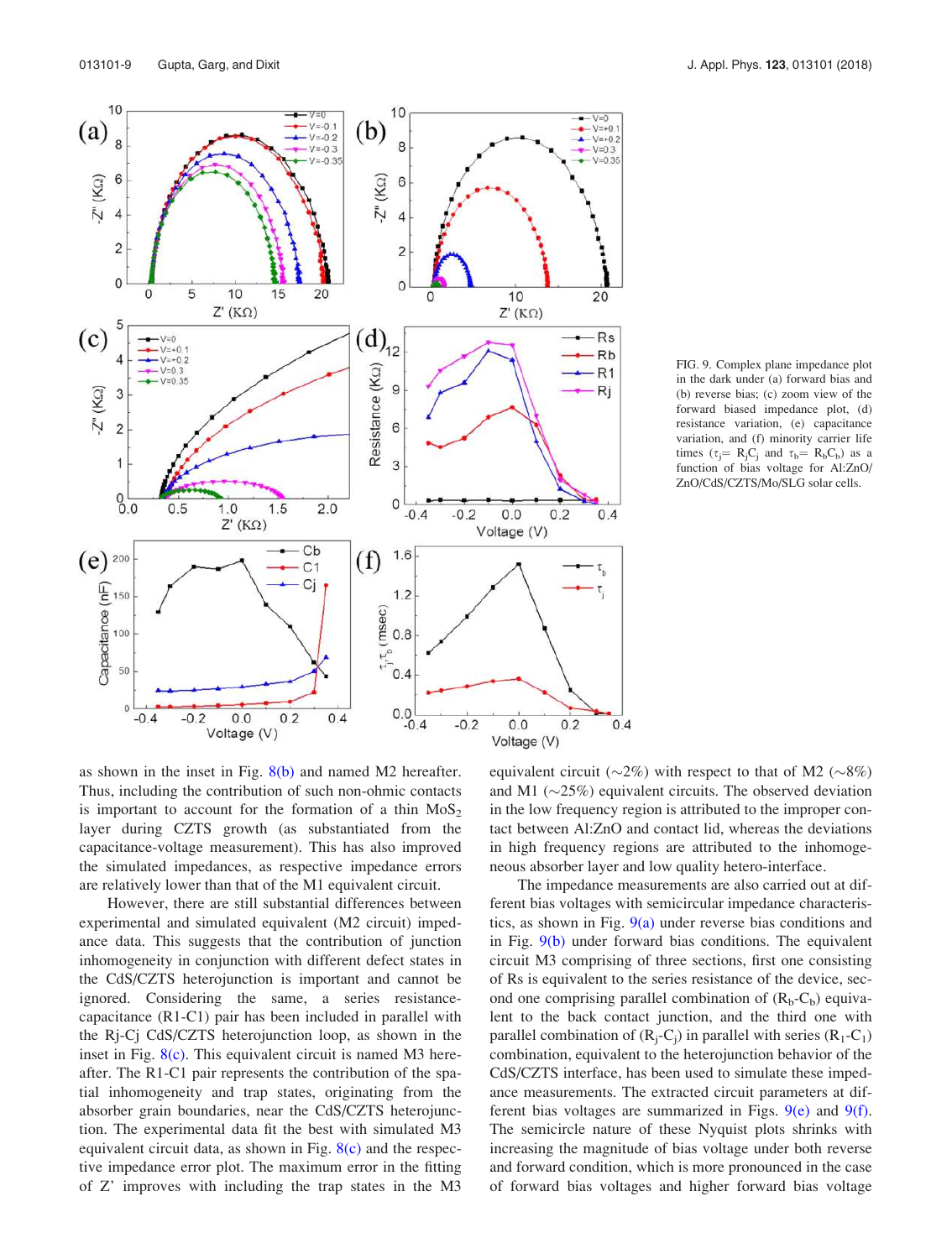FIG. 9. Complex plane impedance plot in the dark under (a) forward bias and (b) reverse bias; (c) zoom view of the forward biased impedance plot, (d) resistance variation, (e) capacitance variation, and (f) minority carrier life times ($\tau_j = R_jC_j$ and $\tau_b = R_bC_b$) as a function of bias voltage for Al:ZnO/ZnO/CdS/CZTS/Mo/SLG solar cells.

as shown in the inset in Fig. 8(b) and named M2 hereafter. Thus, including the contribution of such non-ohmic contacts is important to account for the formation of a thin $MoS_2$ layer during CZTS growth (as substantiated from the capacitance-voltage measurement). This has also improved the simulated impedances, as respective impedance errors are relatively lower than that of the M1 equivalent circuit.

However, there are still substantial differences between experimental and simulated equivalent (M2 circuit) impedance data. This suggests that the contribution of junction inhomogeneity in conjunction with different defect states in the CdS/CZTS heterojunction is important and cannot be ignored. Considering the same, a series resistance-capacitance (R1-C1) pair has been included in parallel with the Rj-Cj CdS/CZTS heterojunction loop, as shown in the inset in Fig. 8(c). This equivalent circuit is named M3 hereafter. The R1-C1 pair represents the contribution of the spatial inhomogeneity and trap states, originating from the absorber grain boundaries, near the CdS/CZTS heterojunction. The experimental data fit the best with simulated M3 equivalent circuit data, as shown in Fig. 8(c) and the respective impedance error plot. The maximum error in the fitting of Z' improves with including the trap states in the M3 equivalent circuit (~2%) with respect to that of M2 (~8%) and M1 (~25%) equivalent circuits. The observed deviation in the low frequency region is attributed to the improper contact between Al:ZnO and contact lid, whereas the deviations in high frequency regions are attributed to the inhomogeneous absorber layer and low quality hetero-interface.

The impedance measurements are also carried out at different bias voltages with semicircular impedance characteristics, as shown in Fig. 9(a) under reverse bias conditions and in Fig. 9(b) under forward bias conditions. The equivalent circuit M3 comprising of three sections, first one consisting of Rs is equivalent to the series resistance of the device, second one comprising parallel combination of ($R_b$-$C_b$) equivalent to the back contact junction, and the third one with parallel combination of ($R_j$-$C_j$) in parallel with series ($R_1$-$C_1$) combination, equivalent to the heterojunction behavior of the CdS/CZTS interface, has been used to simulate these impedance measurements. The extracted circuit parameters at different bias voltages are summarized in Figs. 9(e) and 9(f). The semicircle nature of these Nyquist plots shrinks with increasing the magnitude of bias voltage under both reverse and forward condition, which is more pronounced in the case of forward bias voltages and higher forward bias voltage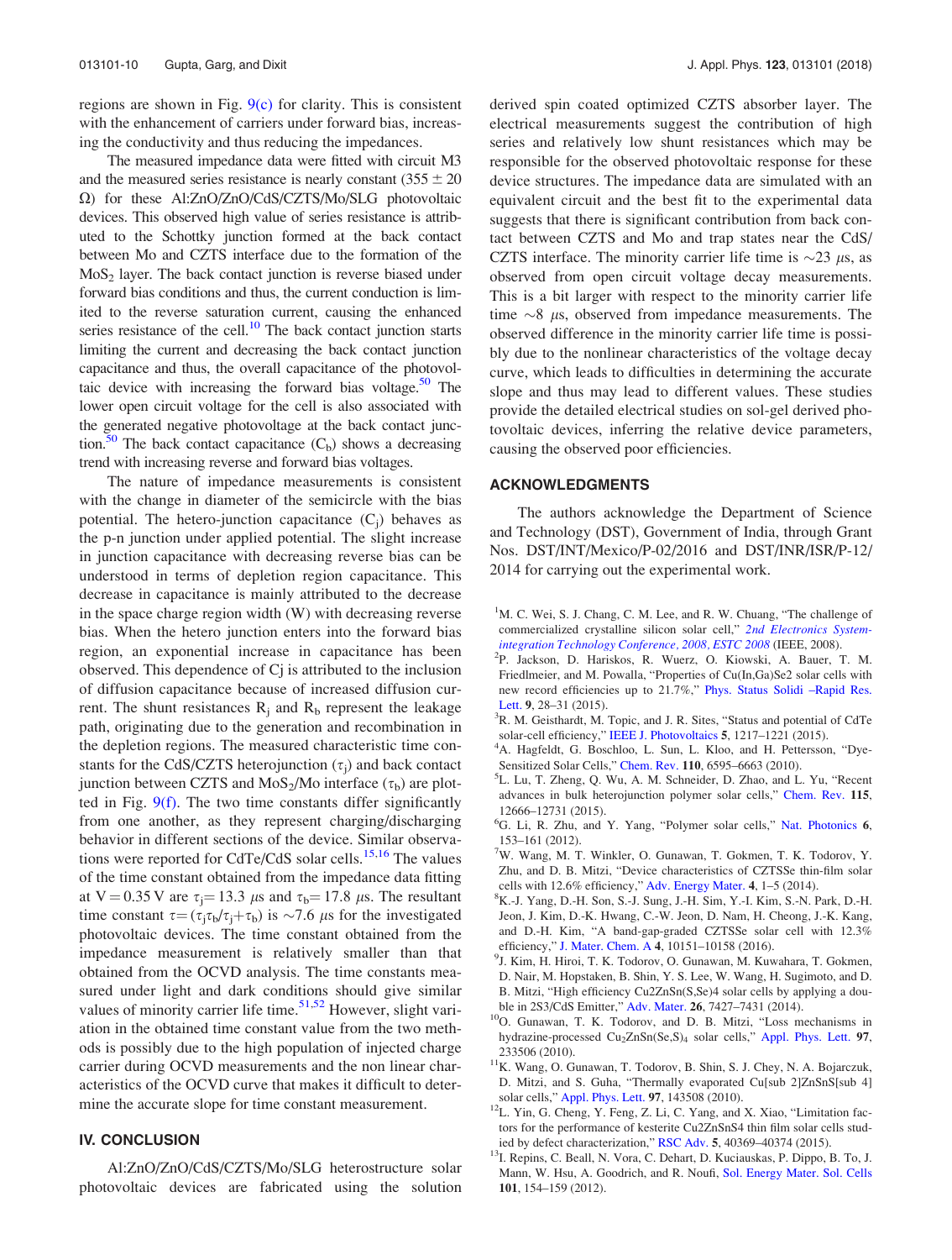regions are shown in Fig. 9(c) for clarity. This is consistent with the enhancement of carriers under forward bias, increasing the conductivity and thus reducing the impedances.

The measured impedance data were fitted with circuit M3 and the measured series resistance is nearly constant (355 ± 20 Ω) for these Al:ZnO/ZnO/CdS/CZTS/Mo/SLG photovoltaic devices. This observed high value of series resistance is attributed to the Schottky junction formed at the back contact between Mo and CZTS interface due to the formation of the $MoS_2$ layer. The back contact junction is reverse biased under forward bias conditions and thus, the current conduction is limited to the reverse saturation current, causing the enhanced series resistance of the cell.[10] The back contact junction starts limiting the current and decreasing the back contact junction capacitance and thus, the overall capacitance of the photovoltaic device with increasing the forward bias voltage.[50] The lower open circuit voltage for the cell is also associated with the generated negative photovoltage at the back contact junction.[50] The back contact capacitance ($C_b$) shows a decreasing trend with increasing reverse and forward bias voltages.

The nature of impedance measurements is consistent with the change in diameter of the semicircle with the bias potential. The hetero-junction capacitance ($C_j$) behaves as the p-n junction under applied potential. The slight increase in junction capacitance with decreasing reverse bias can be understood in terms of depletion region capacitance. This decrease in capacitance is mainly attributed to the decrease in the space charge region width (W) with decreasing reverse bias. When the hetero junction enters into the forward bias region, an exponential increase in capacitance has been observed. This dependence of Cj is attributed to the inclusion of diffusion capacitance because of increased diffusion current. The shunt resistances $R_j$ and $R_b$ represent the leakage path, originating due to the generation and recombination in the depletion regions. The measured characteristic time constants for the CdS/CZTS heterojunction ($\tau_j$) and back contact junction between CZTS and $MoS_2$/Mo interface ($\tau_b$) are plotted in Fig. 9(f). The two time constants differ significantly from one another, as they represent charging/discharging behavior in different sections of the device. Similar observations were reported for CdTe/CdS solar cells.[15,16] The values of the time constant obtained from the impedance data fitting at V = 0.35 V are $\tau_j$ = 13.3 $\mu$s and $\tau_b$ = 17.8 $\mu$s. The resultant time constant $\tau = (\tau_j\tau_b/\tau_j+\tau_b)$ is ~7.6 $\mu$s for the investigated photovoltaic devices. The time constant obtained from the impedance measurement is relatively smaller than that obtained from the OCVD analysis. The time constants measured under light and dark conditions should give similar values of minority carrier life time.[51,52] However, slight variation in the obtained time constant value from the two methods is possibly due to the high population of injected charge carrier during OCVD measurements and the non linear characteristics of the OCVD curve that makes it difficult to determine the accurate slope for time constant measurement.

## IV. CONCLUSION

Al:ZnO/ZnO/CdS/CZTS/Mo/SLG heterostructure solar photovoltaic devices are fabricated using the solution derived spin coated optimized CZTS absorber layer. The electrical measurements suggest the contribution of high series and relatively low shunt resistances which may be responsible for the observed photovoltaic response for these device structures. The impedance data are simulated with an equivalent circuit and the best fit to the experimental data suggests that there is significant contribution from back contact between CZTS and Mo and trap states near the CdS/CZTS interface. The minority carrier life time is ~23 $\mu$s, as observed from open circuit voltage decay measurements. This is a bit larger with respect to the minority carrier life time ~8 $\mu$s, observed from impedance measurements. The observed difference in the minority carrier life time is possibly due to the nonlinear characteristics of the voltage decay curve, which leads to difficulties in determining the accurate slope and thus may lead to different values. These studies provide the detailed electrical studies on sol-gel derived photovoltaic devices, inferring the relative device parameters, causing the observed poor efficiencies.

## ACKNOWLEDGMENTS

The authors acknowledge the Department of Science and Technology (DST), Government of India, through Grant Nos. DST/INT/Mexico/P-02/2016 and DST/INR/ISR/P-12/2014 for carrying out the experimental work.

[1] M. C. Wei, S. J. Chang, C. M. Lee, and R. W. Chuang, "The challenge of commercialized crystalline silicon solar cell," *2nd Electronics System-integration Technology Conference, 2008, ESTC 2008* (IEEE, 2008).

[2] P. Jackson, D. Hariskos, R. Wuerz, O. Kiowski, A. Bauer, T. M. Friedlmeier, and M. Powalla, "Properties of Cu(In,Ga)Se2 solar cells with new record efficiencies up to 21.7%," Phys. Status Solidi –Rapid Res. Lett. **9**, 28–31 (2015).

[3] R. M. Geisthardt, M. Topic, and J. R. Sites, "Status and potential of CdTe solar-cell efficiency," IEEE J. Photovoltaics **5**, 1217–1221 (2015).

[4] A. Hagfeldt, G. Boschloo, L. Sun, L. Kloo, and H. Pettersson, "Dye-Sensitized Solar Cells," Chem. Rev. **110**, 6595–6663 (2010).

[5] L. Lu, T. Zheng, Q. Wu, A. M. Schneider, D. Zhao, and L. Yu, "Recent advances in bulk heterojunction polymer solar cells," Chem. Rev. **115**, 12666–12731 (2015).

[6] G. Li, R. Zhu, and Y. Yang, "Polymer solar cells," Nat. Photonics **6**, 153–161 (2012).

[7] W. Wang, M. T. Winkler, O. Gunawan, T. Gokmen, T. K. Todorov, Y. Zhu, and D. B. Mitzi, "Device characteristics of CZTSSe thin-film solar cells with 12.6% efficiency," Adv. Energy Mater. **4**, 1–5 (2014).

[8] K.-J. Yang, D.-H. Son, S.-J. Sung, J.-H. Sim, Y.-I. Kim, S.-N. Park, D.-H. Jeon, J. Kim, D.-K. Hwang, C.-W. Jeon, D. Nam, H. Cheong, J.-K. Kang, and D.-H. Kim, "A band-gap-graded CZTSSe solar cell with 12.3% efficiency," J. Mater. Chem. A **4**, 10151–10158 (2016).

[9] J. Kim, H. Hiroi, T. K. Todorov, O. Gunawan, M. Kuwahara, T. Gokmen, D. Nair, M. Hopstaken, B. Shin, Y. S. Lee, W. Wang, H. Sugimoto, and D. B. Mitzi, "High efficiency Cu2ZnSn(S,Se)4 solar cells by applying a double in 2S3/CdS Emitter," Adv. Mater. **26**, 7427–7431 (2014).

[10] O. Gunawan, T. K. Todorov, and D. B. Mitzi, "Loss mechanisms in hydrazine-processed $Cu_2ZnSn(Se,S)_4$ solar cells," Appl. Phys. Lett. **97**, 233506 (2010).

[11] K. Wang, O. Gunawan, T. Todorov, B. Shin, S. J. Chey, N. A. Bojarczuk, D. Mitzi, and S. Guha, "Thermally evaporated Cu[sub 2]ZnSnS[sub 4] solar cells," Appl. Phys. Lett. **97**, 143508 (2010).

[12] L. Yin, G. Cheng, Y. Feng, Z. Li, C. Yang, and X. Xiao, "Limitation factors for the performance of kesterite Cu2ZnSnS4 thin film solar cells studied by defect characterization," RSC Adv. **5**, 40369–40374 (2015).

[13] I. Repins, N. Vora, C. Dehart, D. Kuciauskas, P. Dippo, B. To, J. Mann, W. Hsu, A. Goodrich, and R. Noufi, Sol. Energy Mater. Sol. Cells **101**, 154–159 (2012).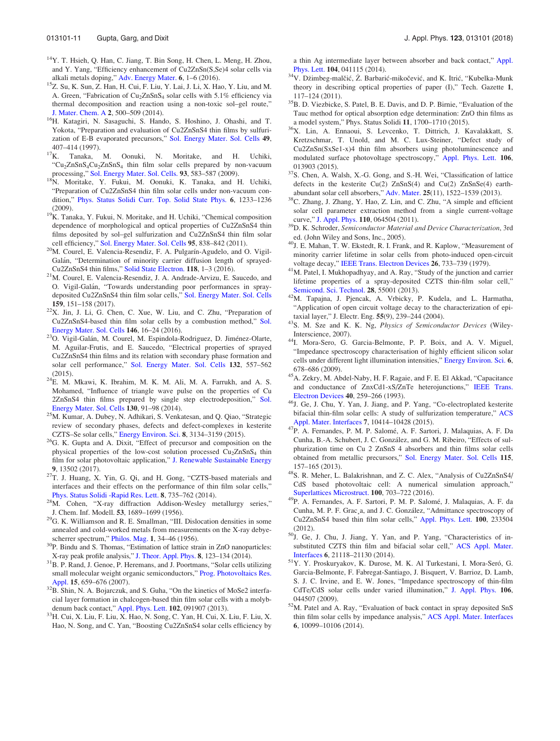[14] Y. T. Hsieh, Q. Han, C. Jiang, T. Bin Song, H. Chen, L. Meng, H. Zhou, and Y. Yang, "Efficiency enhancement of Cu2ZnSn(S,Se)4 solar cells via alkali metals doping," Adv. Energy Mater. **6**, 1–6 (2016).

[15] Z. Su, K. Sun, Z. Han, H. Cui, F. Liu, Y. Lai, J. Li, X. Hao, Y. Liu, and M. A. Green, "Fabrication of $Cu_2ZnSnS_4$ solar cells with 5.1% efficiency via thermal decomposition and reaction using a non-toxic sol–gel route," J. Mater. Chem. A **2**, 500–509 (2014).

[16] H. Katagiri, N. Sasaguchi, S. Hando, S. Hoshino, J. Ohashi, and T. Yokota, "Preparation and evaluation of Cu2ZnSnS4 thin films by sulfurization of E-B evaporated precursors," Sol. Energy Mater. Sol. Cells **49**, 407–414 (1997).

[17] K. Tanaka, M. Oonuki, N. Moritake, and H. Uchiki, "$Cu_2ZnSnS_4Cu_2ZnSnS_4$ thin film solar cells prepared by non-vacuum processing," Sol. Energy Mater. Sol. Cells. **93**, 583–587 (2009).

[18] N. Moritake, Y. Fukui, M. Oonuki, K. Tanaka, and H. Uchiki, "Preparation of Cu2ZnSnS4 thin film solar cells under non-vacuum condition," Phys. Status Solidi Curr. Top. Solid State Phys. **6**, 1233–1236 (2009).

[19] K. Tanaka, Y. Fukui, N. Moritake, and H. Uchiki, "Chemical composition dependence of morphological and optical properties of Cu2ZnSnS4 thin films deposited by sol–gel sulfurization and Cu2ZnSnS4 thin film solar cell efficiency," Sol. Energy Mater. Sol. Cells **95**, 838–842 (2011).

[20] M. Courel, E. Valencia-Resendiz, F. A. Pulgarín-Agudelo, and O. Vigil-Galán, "Determination of minority carrier diffusion length of sprayed-Cu2ZnSnS4 thin films," Solid State Electron. **118**, 1–3 (2016).

[21] M. Courel, E. Valencia-Resendiz, J. A. Andrade-Arvizu, E. Saucedo, and O. Vigil-Galán, "Towards understanding poor performances in spray-deposited Cu2ZnSnS4 thin film solar cells," Sol. Energy Mater. Sol. Cells **159**, 151–158 (2017).

[22] X. Jin, J. Li, G. Chen, C. Xue, W. Liu, and C. Zhu, "Preparation of Cu2ZnSnS4-based thin film solar cells by a combustion method," Sol. Energy Mater. Sol. Cells **146**, 16–24 (2016).

[23] O. Vigil-Galán, M. Courel, M. Espindola-Rodriguez, D. Jiménez-Olarte, M. Aguilar-Frutis, and E. Saucedo, "Electrical properties of sprayed Cu2ZnSnS4 thin films and its relation with secondary phase formation and solar cell performance," Sol. Energy Mater. Sol. Cells **132**, 557–562 (2015).

[24] E. M. Mkawi, K. Ibrahim, M. K. M. Ali, M. A. Farrukh, and A. S. Mohamed, "Influence of triangle wave pulse on the properties of Cu 2ZnSnS4 thin films prepared by single step electrodeposition," Sol. Energy Mater. Sol. Cells **130**, 91–98 (2014).

[25] M. Kumar, A. Dubey, N. Adhikari, S. Venkatesan, and Q. Qiao, "Strategic review of secondary phases, defects and defect-complexes in kesterite CZTS–Se solar cells," Energy Environ. Sci. **8**, 3134–3159 (2015).

[26] G. K. Gupta and A. Dixit, "Effect of precursor and composition on the physical properties of the low-cost solution processed $Cu_2ZnSnS_4$ thin film for solar photovoltaic application," J. Renewable Sustainable Energy **9**, 13502 (2017).

[27] T. J. Huang, X. Yin, G. Qi, and H. Gong, "CZTS-based materials and interfaces and their effects on the performance of thin film solar cells," Phys. Status Solidi -Rapid Res. Lett. **8**, 735–762 (2014).

[28] M. Cohen, "X-ray diffraction Addison-Wesley metallurgy series," J. Chem. Inf. Modell. **53**, 1689–1699 (1956).

[29] G. K. Williamson and R. E. Smallman, "III. Dislocation densities in some annealed and cold-worked metals from measurements on the X-ray debye-scherrer spectrum," Philos. Mag. **1**, 34–46 (1956).

[30] P. Bindu and S. Thomas, "Estimation of lattice strain in ZnO nanoparticles: X-ray peak profile analysis," J. Theor. Appl. Phys. **8**, 123–134 (2014).

[31] B. P. Rand, J. Genoe, P. Heremans, and J. Poortmans, "Solar cells utilizing small molecular weight organic semiconductors," Prog. Photovoltaics Res. Appl. **15**, 659–676 (2007).

[32] B. Shin, N. A. Bojarczuk, and S. Guha, "On the kinetics of MoSe2 interfacial layer formation in chalcogen-based thin film solar cells with a molybdenum back contact," Appl. Phys. Lett. **102**, 091907 (2013).

[33] H. Cui, X. Liu, F. Liu, X. Hao, N. Song, C. Yan, H. Cui, X. Liu, F. Liu, X. Hao, N. Song, and C. Yan, "Boosting Cu2ZnSnS4 solar cells efficiency by a thin Ag intermediate layer between absorber and back contact," Appl. Phys. Lett. **104**, 041115 (2014).

[34] V. Džimbeg-malčić, Ž. Barbarić-mikočević, and K. Itrić, "Kubelka-Munk theory in describing optical properties of paper (I)," Tech. Gazette **1**, 117–124 (2011).

[35] B. D. Viezbicke, S. Patel, B. E. Davis, and D. P. Birnie, "Evaluation of the Tauc method for optical absorption edge determination: ZnO thin films as a model system," Phys. Status Solidi **11**, 1700–1710 (2015).

[36] X. Lin, A. Ennaoui, S. Levcenko, T. Dittrich, J. Kavalakkatt, S. Kretzschmar, T. Unold, and M. C. Lux-Steiner, "Defect study of Cu2ZnSn(SxSe1-x)4 thin film absorbers using photoluminescence and modulated surface photovoltage spectroscopy," Appl. Phys. Lett. **106**, 013903 (2015).

[37] S. Chen, A. Walsh, X.-G. Gong, and S.-H. Wei, "Classification of lattice defects in the kesterite Cu(2) ZnSnS(4) and Cu(2) ZnSnSe(4) earth-abundant solar cell absorbers," Adv. Mater. **25**(11), 1522–1539 (2013).

[38] C. Zhang, J. Zhang, Y. Hao, Z. Lin, and C. Zhu, "A simple and efficient solar cell parameter extraction method from a single current-voltage curve," J. Appl. Phys. **110**, 064504 (2011).

[39] D. K. Schroder, *Semiconductor Material and Device Characterization*, 3rd ed. (John Wiley and Sons, Inc., 2005).

[40] J. E. Mahan, T. W. Ekstedt, R. I. Frank, and R. Kaplow, "Measurement of minority carrier lifetime in solar cells from photo-induced open-circuit voltage decay," IEEE Trans. Electron Devices **26**, 733–739 (1979).

[41] M. Patel, I. Mukhopadhyay, and A. Ray, "Study of the junction and carrier lifetime properties of a spray-deposited CZTS thin-film solar cell," Semicond. Sci. Technol. **28**, 55001 (2013).

[42] M. Tapajna, J. Pjencak, A. Vrbicky, P. Kudela, and L. Harmatha, "Application of open circuit voltage decay to the characterization of epitaxial layer," J. Electr. Eng. **55**(9), 239–244 (2004).

[43] S. M. Sze and K. K. Ng, *Physics of Semiconductor Devices* (Wiley-Interscience, 2007).

[44] I. Mora-Sero, G. Garcia-Belmonte, P. P. Boix, and A. V. Miguel, "Impedance spectroscopy characterisation of highly efficient silicon solar cells under different light illumination intensities," Energy Environ. Sci. **6**, 678–686 (2009).

[45] A. Zekry, M. Abdel-Naby, H. F. Ragaie, and F. E. El Akkad, "Capacitance and conductance of ZnxCd1-xS/ZnTe heterojunctions," IEEE Trans. Electron Devices **40**, 259–266 (1993).

[46] J. Ge, J. Chu, Y. Yan, J. Jiang, and P. Yang, "Co-electroplated kesterite bifacial thin-film solar cells: A study of sulfurization temperature," ACS Appl. Mater. Interfaces **7**, 10414–10428 (2015).

[47] P. A. Fernandes, P. M. P. Salomé, A. F. Sartori, J. Malaquias, A. F. Da Cunha, B.-A. Schubert, J. C. González, and G. M. Ribeiro, "Effects of sulphurization time on Cu 2 ZnSnS 4 absorbers and thin films solar cells obtained from metallic precursors," Sol. Energy Mater. Sol. Cells **115**, 157–165 (2013).

[48] S. R. Meher, L. Balakrishnan, and Z. C. Alex, "Analysis of Cu2ZnSnS4/CdS based photovoltaic cell: A numerical simulation approach," Superlattices Microstruct. **100**, 703–722 (2016).

[49] P. A. Fernandes, A. F. Sartori, P. M. P. Salomé, J. Malaquias, A. F. da Cunha, M. P. F. Graça, and J. C. González, "Admittance spectroscopy of Cu2ZnSnS4 based thin film solar cells," Appl. Phys. Lett. **100**, 233504 (2012).

[50] J. Ge, J. Chu, J. Jiang, Y. Yan, and P. Yang, "Characteristics of in-substituted CZTS thin film and bifacial solar cell," ACS Appl. Mater. Interfaces **6**, 21118–21130 (2014).

[51] Y. Y. Proskuryakov, K. Durose, M. K. Al Turkestani, I. Mora-Seró, G. Garcia-Belmonte, F. Fabregat-Santiago, J. Bisquert, V. Barrioz, D. Lamb, S. J. C. Irvine, and E. W. Jones, "Impedance spectroscopy of thin-film CdTe/CdS solar cells under varied illumination," J. Appl. Phys. **106**, 044507 (2009).

[52] M. Patel and A. Ray, "Evaluation of back contact in spray deposited SnS thin film solar cells by impedance analysis," ACS Appl. Mater. Interfaces **6**, 10099–10106 (2014).